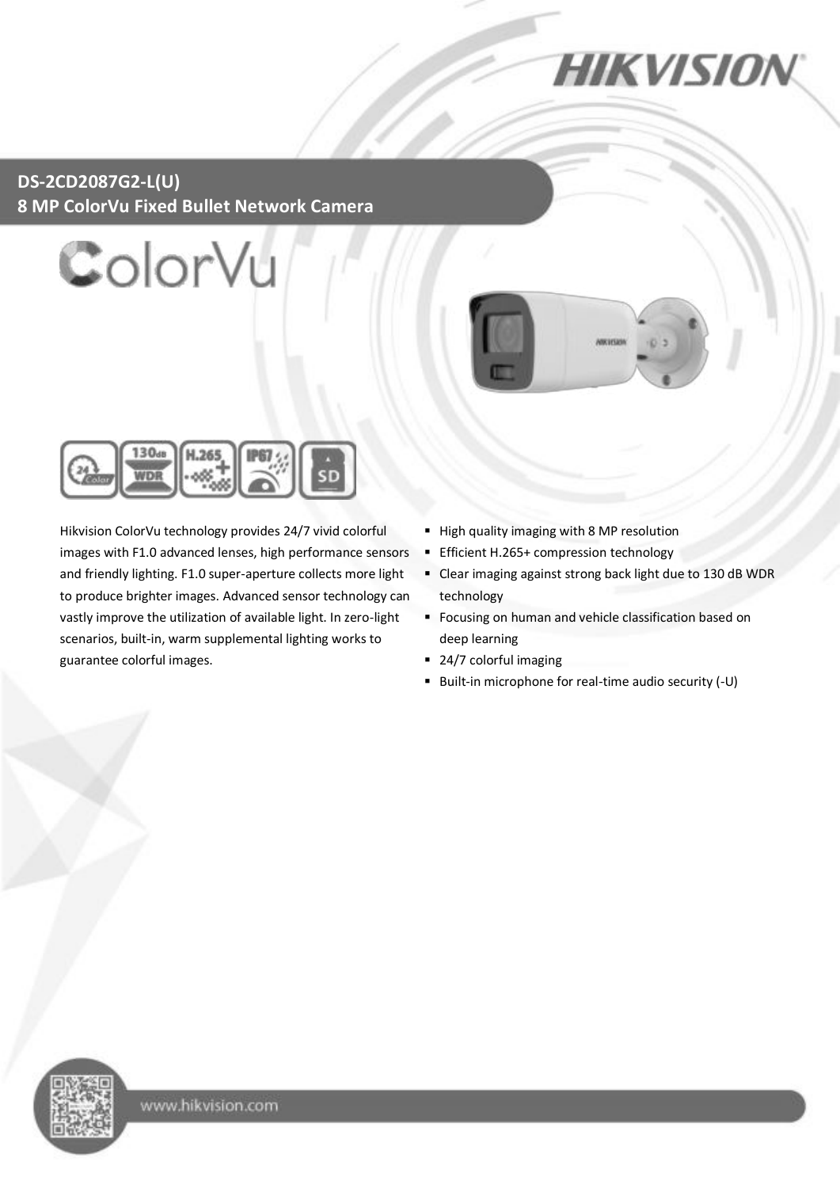# DS-2CD2087G2-L(U)

## 8 MP ColorVu Fixed Bullet Network Camera

Hikvision ColorVu technology provides 24/7 vivid colorful images with F1.0 advanced lenses, high performance sensors and friendly lighting. F1.0 super-aperture collects more light to produce brighter images. Advanced sensor technology can vastly improve the utilization of available light. In zero-light scenarios, built-in, warm supplemental lighting works to guarantee colorful images.

- High quality imaging with 8 MP resolution
- Efficient H.265+ compression technology
- Clear imaging against strong back light due to 130 dB WDR technology
- Focusing on human and vehicle classification based on deep learning
- 24/7 colorful imaging
- Built-in microphone for real-time audio security (-U)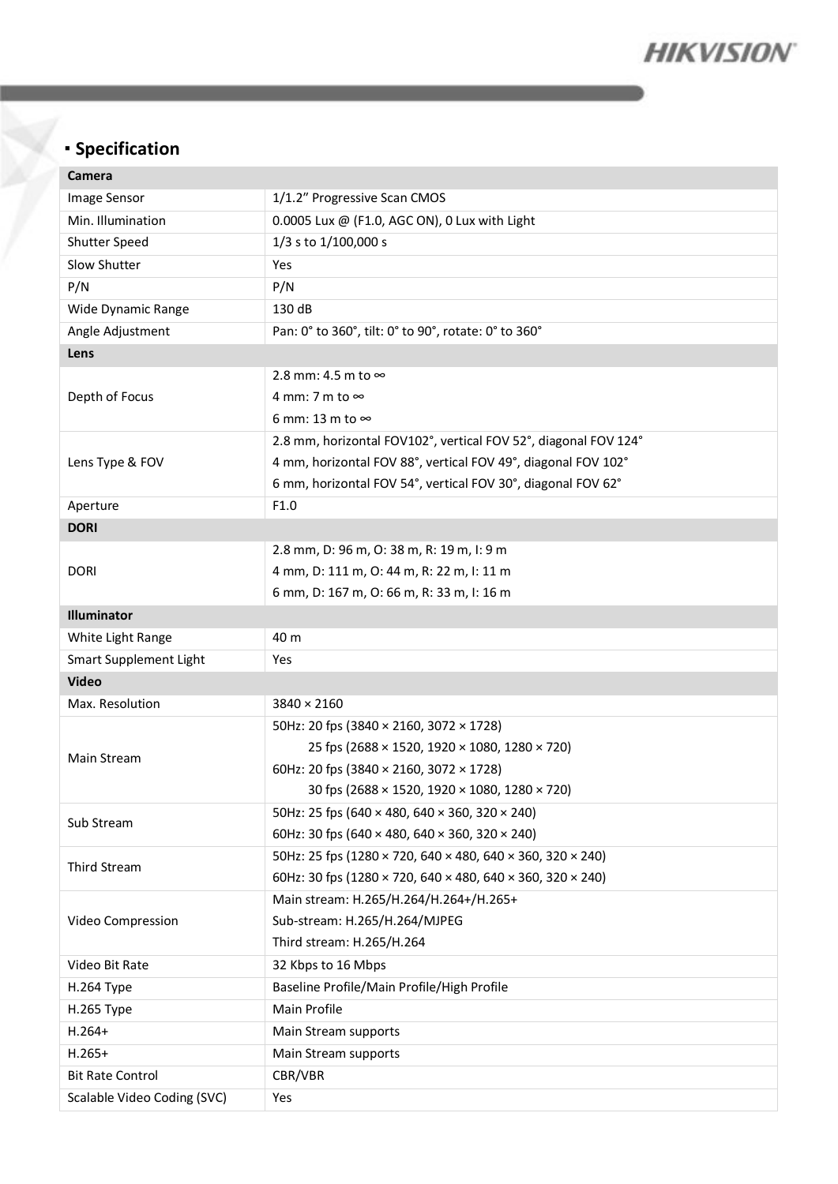## Specification

| Camera | |
|---|---|
| Image Sensor | 1/1.2" Progressive Scan CMOS |
| Min. Illumination | 0.0005 Lux @ (F1.0, AGC ON), 0 Lux with Light |
| Shutter Speed | 1/3 s to 1/100,000 s |
| Slow Shutter | Yes |
| P/N | P/N |
| Wide Dynamic Range | 130 dB |
| Angle Adjustment | Pan: 0° to 360°, tilt: 0° to 90°, rotate: 0° to 360° |
| **Lens** | |
| Depth of Focus | 2.8 mm: 4.5 m to ∞<br>4 mm: 7 m to ∞<br>6 mm: 13 m to ∞ |
| Lens Type & FOV | 2.8 mm, horizontal FOV102°, vertical FOV 52°, diagonal FOV 124°<br>4 mm, horizontal FOV 88°, vertical FOV 49°, diagonal FOV 102°<br>6 mm, horizontal FOV 54°, vertical FOV 30°, diagonal FOV 62° |
| Aperture | F1.0 |
| **DORI** | |
| DORI | 2.8 mm, D: 96 m, O: 38 m, R: 19 m, I: 9 m<br>4 mm, D: 111 m, O: 44 m, R: 22 m, I: 11 m<br>6 mm, D: 167 m, O: 66 m, R: 33 m, I: 16 m |
| **Illuminator** | |
| White Light Range | 40 m |
| Smart Supplement Light | Yes |
| **Video** | |
| Max. Resolution | 3840 × 2160 |
| Main Stream | 50Hz: 20 fps (3840 × 2160, 3072 × 1728)<br>25 fps (2688 × 1520, 1920 × 1080, 1280 × 720)<br>60Hz: 20 fps (3840 × 2160, 3072 × 1728)<br>30 fps (2688 × 1520, 1920 × 1080, 1280 × 720) |
| Sub Stream | 50Hz: 25 fps (640 × 480, 640 × 360, 320 × 240)<br>60Hz: 30 fps (640 × 480, 640 × 360, 320 × 240) |
| Third Stream | 50Hz: 25 fps (1280 × 720, 640 × 480, 640 × 360, 320 × 240)<br>60Hz: 30 fps (1280 × 720, 640 × 480, 640 × 360, 320 × 240) |
| Video Compression | Main stream: H.265/H.264/H.264+/H.265+<br>Sub-stream: H.265/H.264/MJPEG<br>Third stream: H.265/H.264 |
| Video Bit Rate | 32 Kbps to 16 Mbps |
| H.264 Type | Baseline Profile/Main Profile/High Profile |
| H.265 Type | Main Profile |
| H.264+ | Main Stream supports |
| H.265+ | Main Stream supports |
| Bit Rate Control | CBR/VBR |
| Scalable Video Coding (SVC) | Yes |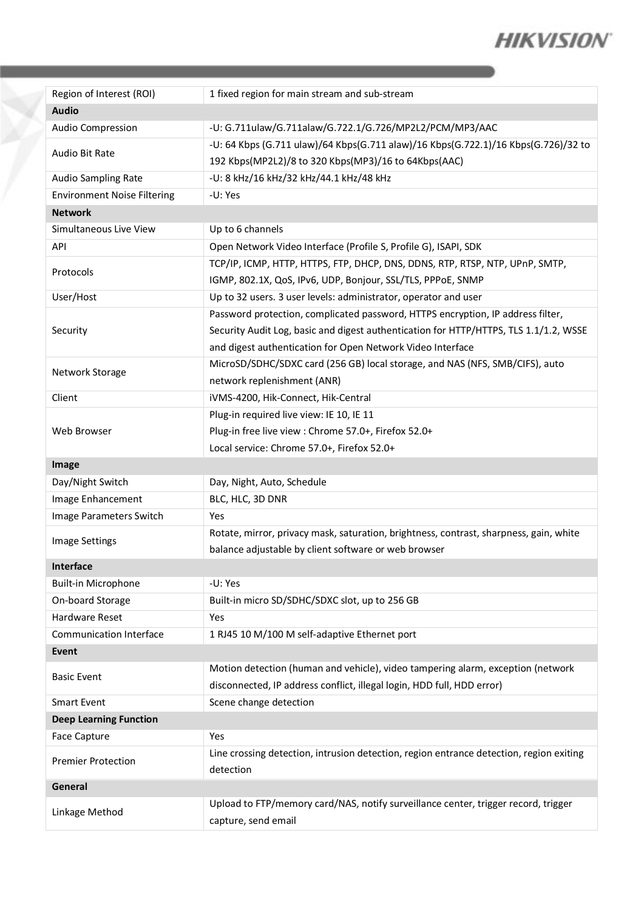| | |
|---|---|
| Region of Interest (ROI) | 1 fixed region for main stream and sub-stream |
| **Audio** | |
| Audio Compression | -U: G.711ulaw/G.711alaw/G.722.1/G.726/MP2L2/PCM/MP3/AAC |
| Audio Bit Rate | -U: 64 Kbps (G.711 ulaw)/64 Kbps(G.711 alaw)/16 Kbps(G.722.1)/16 Kbps(G.726)/32 to 192 Kbps(MP2L2)/8 to 320 Kbps(MP3)/16 to 64Kbps(AAC) |
| Audio Sampling Rate | -U: 8 kHz/16 kHz/32 kHz/44.1 kHz/48 kHz |
| Environment Noise Filtering | -U: Yes |
| **Network** | |
| Simultaneous Live View | Up to 6 channels |
| API | Open Network Video Interface (Profile S, Profile G), ISAPI, SDK |
| Protocols | TCP/IP, ICMP, HTTP, HTTPS, FTP, DHCP, DNS, DDNS, RTP, RTSP, NTP, UPnP, SMTP, IGMP, 802.1X, QoS, IPv6, UDP, Bonjour, SSL/TLS, PPPoE, SNMP |
| User/Host | Up to 32 users. 3 user levels: administrator, operator and user |
| Security | Password protection, complicated password, HTTPS encryption, IP address filter, Security Audit Log, basic and digest authentication for HTTP/HTTPS, TLS 1.1/1.2, WSSE and digest authentication for Open Network Video Interface |
| Network Storage | MicroSD/SDHC/SDXC card (256 GB) local storage, and NAS (NFS, SMB/CIFS), auto network replenishment (ANR) |
| Client | iVMS-4200, Hik-Connect, Hik-Central |
| Web Browser | Plug-in required live view: IE 10, IE 11<br>Plug-in free live view : Chrome 57.0+, Firefox 52.0+<br>Local service: Chrome 57.0+, Firefox 52.0+ |
| **Image** | |
| Day/Night Switch | Day, Night, Auto, Schedule |
| Image Enhancement | BLC, HLC, 3D DNR |
| Image Parameters Switch | Yes |
| Image Settings | Rotate, mirror, privacy mask, saturation, brightness, contrast, sharpness, gain, white balance adjustable by client software or web browser |
| **Interface** | |
| Built-in Microphone | -U: Yes |
| On-board Storage | Built-in micro SD/SDHC/SDXC slot, up to 256 GB |
| Hardware Reset | Yes |
| Communication Interface | 1 RJ45 10 M/100 M self-adaptive Ethernet port |
| **Event** | |
| Basic Event | Motion detection (human and vehicle), video tampering alarm, exception (network disconnected, IP address conflict, illegal login, HDD full, HDD error) |
| Smart Event | Scene change detection |
| **Deep Learning Function** | |
| Face Capture | Yes |
| Premier Protection | Line crossing detection, intrusion detection, region entrance detection, region exiting detection |
| **General** | |
| Linkage Method | Upload to FTP/memory card/NAS, notify surveillance center, trigger record, trigger capture, send email |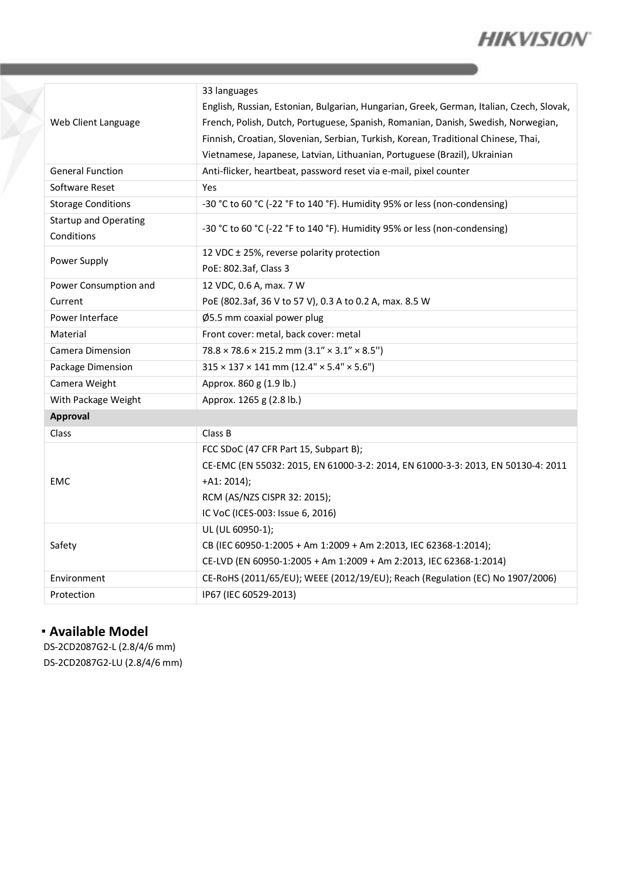| | |
|---|---|
| Web Client Language | 33 languages<br>English, Russian, Estonian, Bulgarian, Hungarian, Greek, German, Italian, Czech, Slovak, French, Polish, Dutch, Portuguese, Spanish, Romanian, Danish, Swedish, Norwegian, Finnish, Croatian, Slovenian, Serbian, Turkish, Korean, Traditional Chinese, Thai, Vietnamese, Japanese, Latvian, Lithuanian, Portuguese (Brazil), Ukrainian |
| General Function | Anti-flicker, heartbeat, password reset via e-mail, pixel counter |
| Software Reset | Yes |
| Storage Conditions | -30 °C to 60 °C (-22 °F to 140 °F). Humidity 95% or less (non-condensing) |
| Startup and Operating Conditions | -30 °C to 60 °C (-22 °F to 140 °F). Humidity 95% or less (non-condensing) |
| Power Supply | 12 VDC ± 25%, reverse polarity protection<br>PoE: 802.3af, Class 3 |
| Power Consumption and Current | 12 VDC, 0.6 A, max. 7 W<br>PoE (802.3af, 36 V to 57 V), 0.3 A to 0.2 A, max. 8.5 W |
| Power Interface | Ø5.5 mm coaxial power plug |
| Material | Front cover: metal, back cover: metal |
| Camera Dimension | 78.8 × 78.6 × 215.2 mm (3.1" × 3.1" × 8.5") |
| Package Dimension | 315 × 137 × 141 mm (12.4" × 5.4" × 5.6") |
| Camera Weight | Approx. 860 g (1.9 lb.) |
| With Package Weight | Approx. 1265 g (2.8 lb.) |
| **Approval** | |
| Class | Class B |
| EMC | FCC SDoC (47 CFR Part 15, Subpart B);<br>CE-EMC (EN 55032: 2015, EN 61000-3-2: 2014, EN 61000-3-3: 2013, EN 50130-4: 2011 +A1: 2014);<br>RCM (AS/NZS CISPR 32: 2015);<br>IC VoC (ICES-003: Issue 6, 2016) |
| Safety | UL (UL 60950-1);<br>CB (IEC 60950-1:2005 + Am 1:2009 + Am 2:2013, IEC 62368-1:2014);<br>CE-LVD (EN 60950-1:2005 + Am 1:2009 + Am 2:2013, IEC 62368-1:2014) |
| Environment | CE-RoHS (2011/65/EU); WEEE (2012/19/EU); Reach (Regulation (EC) No 1907/2006) |
| Protection | IP67 (IEC 60529-2013) |

## ▪ Available Model

DS-2CD2087G2-L (2.8/4/6 mm)
DS-2CD2087G2-LU (2.8/4/6 mm)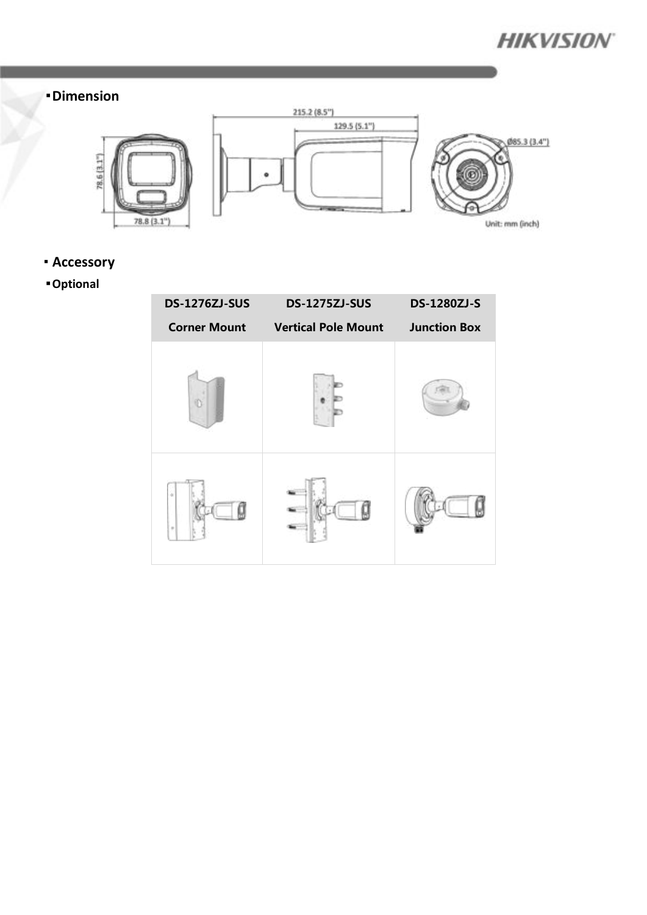## Dimension

215.2 (8.5")

129.5 (5.1")

Ø85.3 (3.4")

78.6 (3.1")

78.8 (3.1")

Unit: mm (inch)

## Accessory

### Optional

| DS-1276ZJ-SUS<br>Corner Mount | DS-1275ZJ-SUS<br>Vertical Pole Mount | DS-1280ZJ-S<br>Junction Box |
|---|---|---|
| | | |
| | | |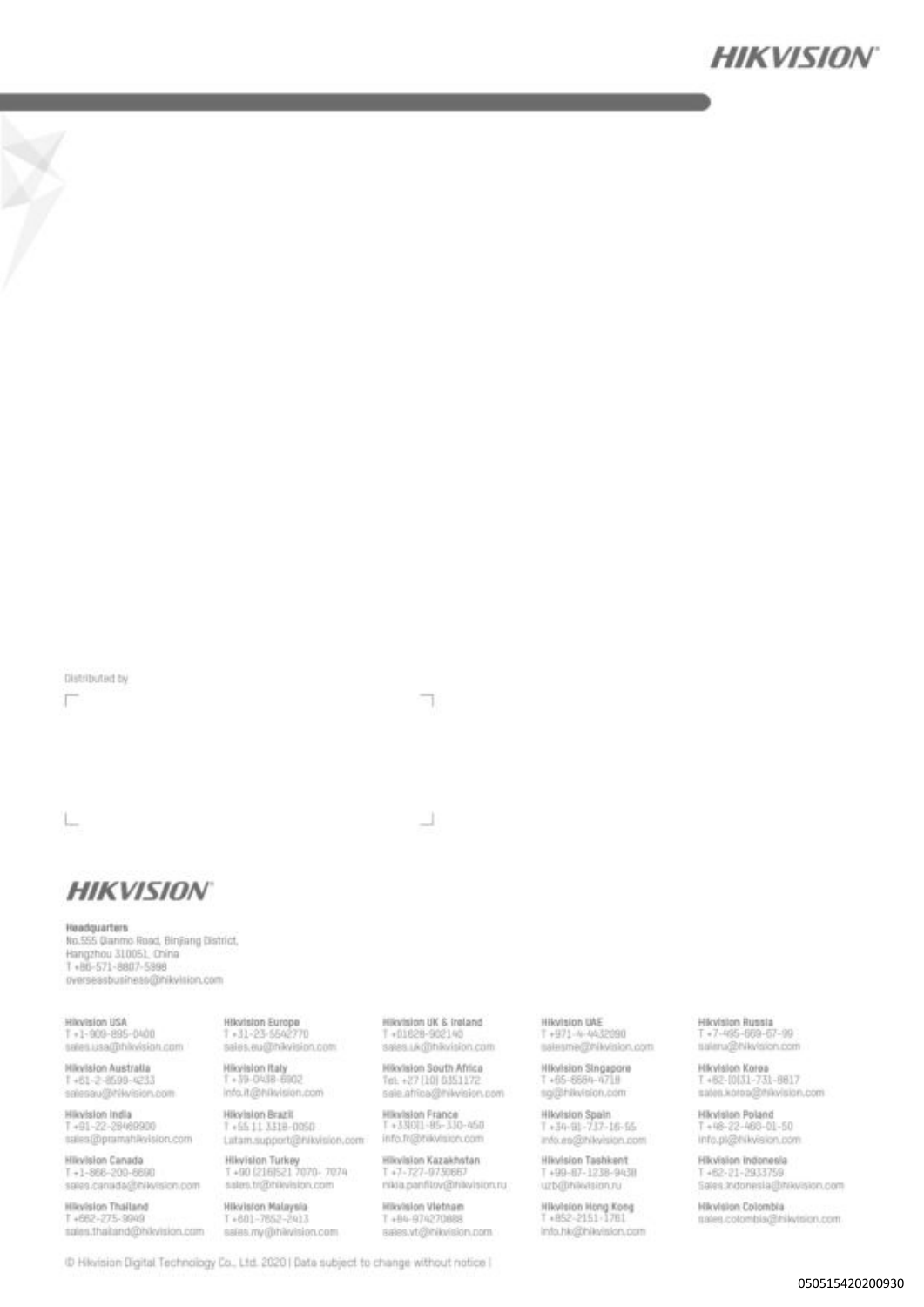**HIKVISION**

Distributed by

**HIKVISION**

**Headquarters**
No.555 Qianmo Road, Binjiang District,
Hangzhou 310051, China
T +86-571-8807-5998
overseasbusiness@hikvision.com

**Hikvision USA**
T +1-909-895-0400
sales.usa@hikvision.com

**Hikvision Australia**
T +61-2-8599-4233
salesau@hikvision.com

**Hikvision India**
T +91-22-28469900
sales@pramahikvision.com

**Hikvision Canada**
T +1-866-200-6690
sales.canada@hikvision.com

**Hikvision Thailand**
T +662-275-9949
sales.thailand@hikvision.com

**Hikvision Europe**
T +31-23-5542770
sales.eu@hikvision.com

**Hikvision Italy**
T +39-0438-6902
info.it@hikvision.com

**Hikvision Brazil**
T +55 11 3318-0050
Latam.support@hikvision.com

**Hikvision Turkey**
T +90 (216)521 7070- 7074
sales.tr@hikvision.com

**Hikvision Malaysia**
T +601-7652-2413
sales.my@hikvision.com

**Hikvision UK & Ireland**
T +01628-902140
sales.uk@hikvision.com

**Hikvision South Africa**
Tel: +27 (10) 0351172
sale.africa@hikvision.com

**Hikvision France**
T +33(0)1-85-330-450
info.fr@hikvision.com

**Hikvision Kazakhstan**
T +7-727-9730667
nikia.panfilov@hikvision.ru

**Hikvision Vietnam**
T +84-974270888
sales.vt@hikvision.com

**Hikvision UAE**
T +971-4-4432090
salesme@hikvision.com

**Hikvision Singapore**
T +65-6684-4718
sg@hikvision.com

**Hikvision Spain**
T +34-91-737-16-55
info.es@hikvision.com

**Hikvision Tashkent**
T +99-87-1238-9438
uzb@hikvision.ru

**Hikvision Hong Kong**
T +852-2151-1761
info.hk@hikvision.com

**Hikvision Russia**
T +7-495-669-67-99
saleru@hikvision.com

**Hikvision Korea**
T +82-(0)31-731-8817
sales.korea@hikvision.com

**Hikvision Poland**
T +48-22-460-01-50
info.pl@hikvision.com

**Hikvision Indonesia**
T +62-21-2933759
Sales.indonesia@hikvision.com

**Hikvision Colombia**
sales.colombia@hikvision.com

© Hikvision Digital Technology Co., Ltd. 2020 | Data subject to change without notice |

050515420200930